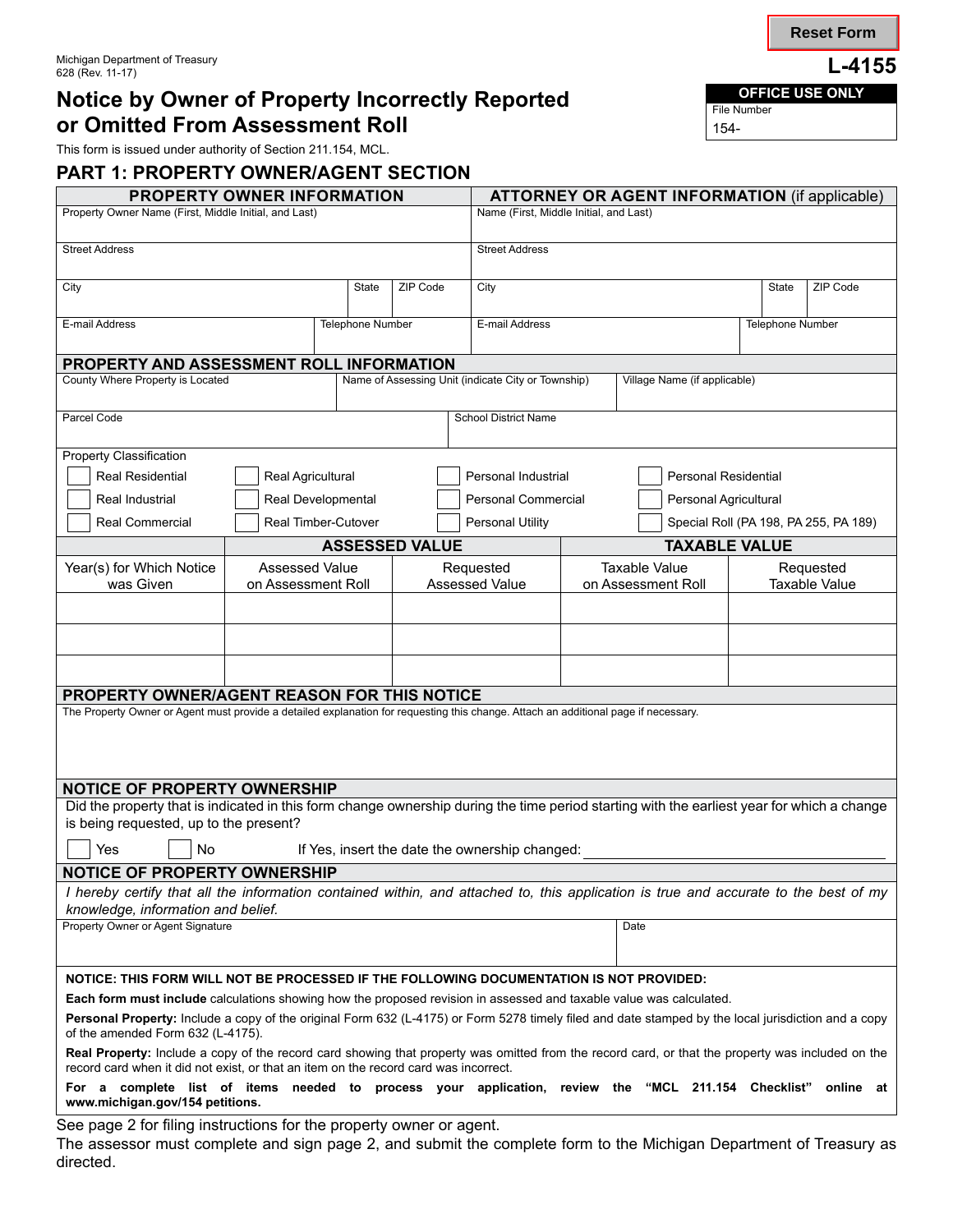Reset Form

Michigan Department of Treasury
628 (Rev. 11-17)

**L-4155**

| OFFICE USE ONLY |
|---|
| File Number |
| 154- |

# Notice by Owner of Property Incorrectly Reported or Omitted From Assessment Roll

This form is issued under authority of Section 211.154, MCL.

## PART 1: PROPERTY OWNER/AGENT SECTION

| PROPERTY OWNER INFORMATION | ATTORNEY OR AGENT INFORMATION (if applicable) |
|---|---|
| Property Owner Name (First, Middle Initial, and Last) | Name (First, Middle Initial, and Last) |
| Street Address | Street Address |
| City / State / ZIP Code | City / State / ZIP Code |
| E-mail Address / Telephone Number | E-mail Address / Telephone Number |

### PROPERTY AND ASSESSMENT ROLL INFORMATION

| County Where Property is Located | Name of Assessing Unit (indicate City or Township) | Village Name (if applicable) |
|---|---|---|
| | | |

| Parcel Code | School District Name |
|---|---|
| | |

Property Classification

☐ Real Residential ☐ Real Agricultural ☐ Personal Industrial ☐ Personal Residential
☐ Real Industrial ☐ Real Developmental ☐ Personal Commercial ☐ Personal Agricultural
☐ Real Commercial ☐ Real Timber-Cutover ☐ Personal Utility ☐ Special Roll (PA 198, PA 255, PA 189)

| | ASSESSED VALUE | | TAXABLE VALUE | |
|---|---|---|---|---|
| Year(s) for Which Notice was Given | Assessed Value on Assessment Roll | Requested Assessed Value | Taxable Value on Assessment Roll | Requested Taxable Value |
| | | | | |
| | | | | |
| | | | | |

### PROPERTY OWNER/AGENT REASON FOR THIS NOTICE

The Property Owner or Agent must provide a detailed explanation for requesting this change. Attach an additional page if necessary.

### NOTICE OF PROPERTY OWNERSHIP

Did the property that is indicated in this form change ownership during the time period starting with the earliest year for which a change is being requested, up to the present?

☐ Yes ☐ No If Yes, insert the date the ownership changed: ____________________

### NOTICE OF PROPERTY OWNERSHIP

*I hereby certify that all the information contained within, and attached to, this application is true and accurate to the best of my knowledge, information and belief.*

| Property Owner or Agent Signature | Date |
|---|---|
| | |

**NOTICE: THIS FORM WILL NOT BE PROCESSED IF THE FOLLOWING DOCUMENTATION IS NOT PROVIDED:**

**Each form must include** calculations showing how the proposed revision in assessed and taxable value was calculated.

**Personal Property:** Include a copy of the original Form 632 (L-4175) or Form 5278 timely filed and date stamped by the local jurisdiction and a copy of the amended Form 632 (L-4175).

**Real Property:** Include a copy of the record card showing that property was omitted from the record card, or that the property was included on the record card when it did not exist, or that an item on the record card was incorrect.

**For a complete list of items needed to process your application, review the "MCL 211.154 Checklist" online at www.michigan.gov/154 petitions.**

See page 2 for filing instructions for the property owner or agent.
The assessor must complete and sign page 2, and submit the complete form to the Michigan Department of Treasury as directed.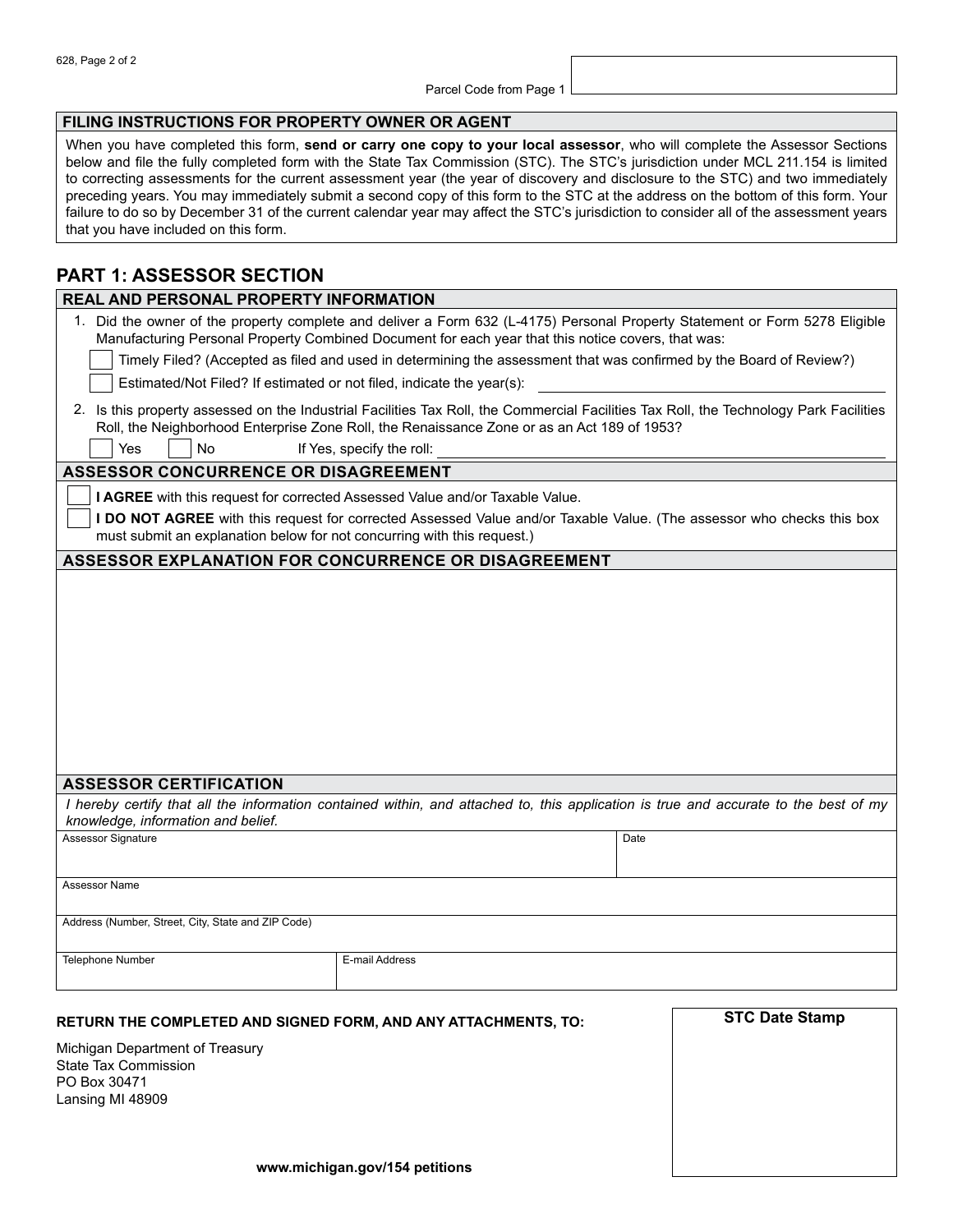Parcel Code from Page 1

## FILING INSTRUCTIONS FOR PROPERTY OWNER OR AGENT

When you have completed this form, **send or carry one copy to your local assessor**, who will complete the Assessor Sections below and file the fully completed form with the State Tax Commission (STC). The STC's jurisdiction under MCL 211.154 is limited to correcting assessments for the current assessment year (the year of discovery and disclosure to the STC) and two immediately preceding years. You may immediately submit a second copy of this form to the STC at the address on the bottom of this form. Your failure to do so by December 31 of the current calendar year may affect the STC's jurisdiction to consider all of the assessment years that you have included on this form.

# PART 1: ASSESSOR SECTION

## REAL AND PERSONAL PROPERTY INFORMATION

1. Did the owner of the property complete and deliver a Form 632 (L-4175) Personal Property Statement or Form 5278 Eligible Manufacturing Personal Property Combined Document for each year that this notice covers, that was:
   - ☐ Timely Filed? (Accepted as filed and used in determining the assessment that was confirmed by the Board of Review?)
   - ☐ Estimated/Not Filed? If estimated or not filed, indicate the year(s): ______________________
2. Is this property assessed on the Industrial Facilities Tax Roll, the Commercial Facilities Tax Roll, the Technology Park Facilities Roll, the Neighborhood Enterprise Zone Roll, the Renaissance Zone or as an Act 189 of 1953?
   - ☐ Yes ☐ No If Yes, specify the roll: ______________________

## ASSESSOR CONCURRENCE OR DISAGREEMENT

☐ **I AGREE** with this request for corrected Assessed Value and/or Taxable Value.

☐ **I DO NOT AGREE** with this request for corrected Assessed Value and/or Taxable Value. (The assessor who checks this box must submit an explanation below for not concurring with this request.)

## ASSESSOR EXPLANATION FOR CONCURRENCE OR DISAGREEMENT

## ASSESSOR CERTIFICATION

*I hereby certify that all the information contained within, and attached to, this application is true and accurate to the best of my knowledge, information and belief.*

| | |
|---|---|
| Assessor Signature | Date |
| Assessor Name | |
| Address (Number, Street, City, State and ZIP Code) | |
| Telephone Number | E-mail Address |

**RETURN THE COMPLETED AND SIGNED FORM, AND ANY ATTACHMENTS, TO:**

Michigan Department of Treasury
State Tax Commission
PO Box 30471
Lansing MI 48909

**STC Date Stamp**

**www.michigan.gov/154 petitions**